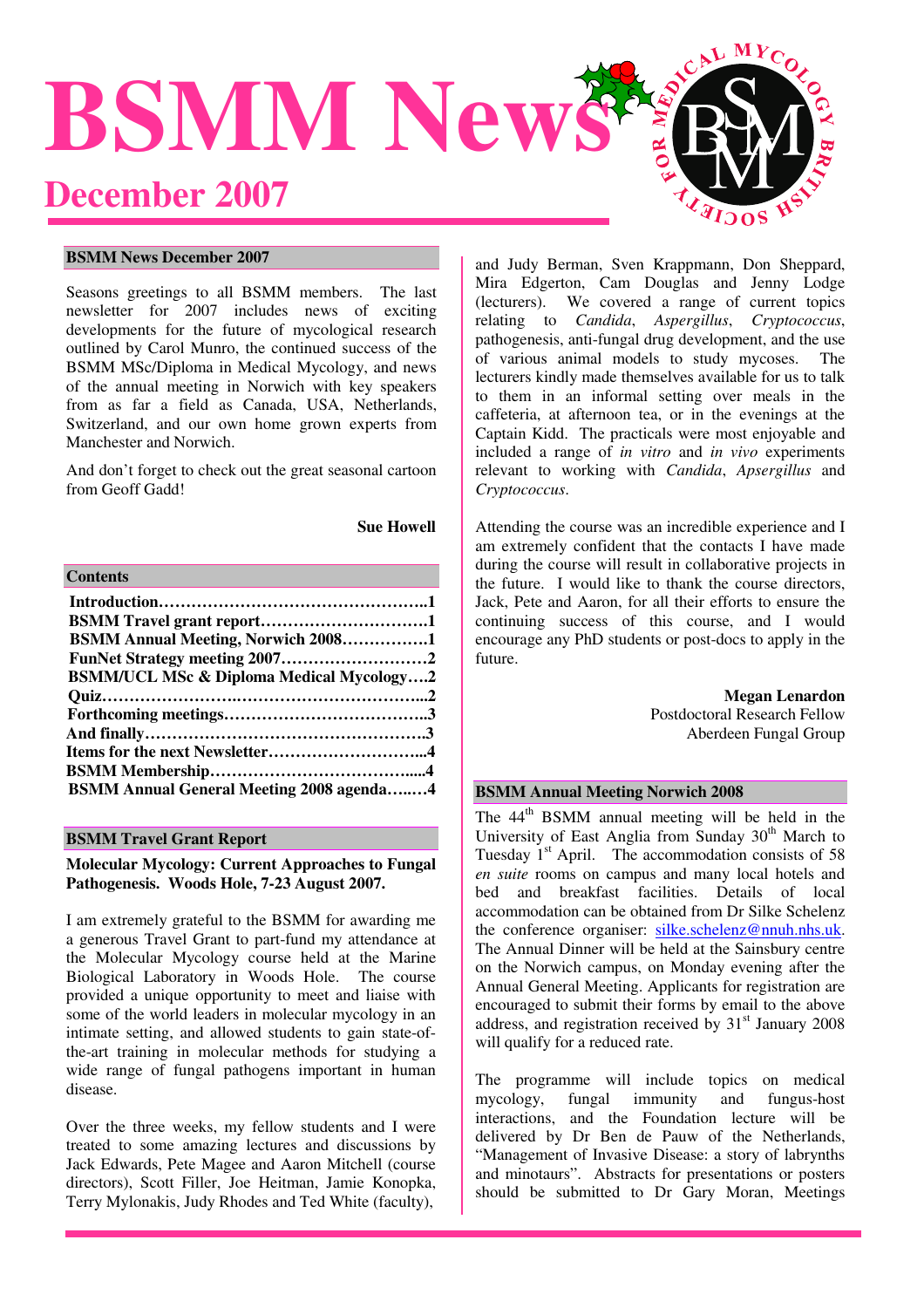# BSMM News

## December 2007

### BSMM News December 2007

Seasons greetings to all BSMM members. The last newsletter for 2007 includes news of exciting developments for the future of mycological research outlined by Carol Munro, the continued success of the BSMM MSc/Diploma in Medical Mycology, and news of the annual meeting in Norwich with key speakers from as far a field as Canada, USA, Netherlands, Switzerland, and our own home grown experts from Manchester and Norwich.

And don't forget to check out the great seasonal cartoon from Geoff Gadd!

**Sue Howell**

### Contents

**Introduction……………………………………………..1**
**BSMM Travel grant report………………………….1**
**BSMM Annual Meeting, Norwich 2008…………….1**
**FunNet Strategy meeting 2007………………………2**
**BSMM/UCL MSc & Diploma Medical Mycology….2**
**Quiz………………………………………………………..2**
**Forthcoming meetings……………………………….3**
**And finally………………………………………………3**
**Items for the next Newsletter………………………...4**
**BSMM Membership…………………………………...4**
**BSMM Annual General Meeting 2008 agenda…..…4**

### BSMM Travel Grant Report

**Molecular Mycology: Current Approaches to Fungal Pathogenesis. Woods Hole, 7-23 August 2007.**

I am extremely grateful to the BSMM for awarding me a generous Travel Grant to part-fund my attendance at the Molecular Mycology course held at the Marine Biological Laboratory in Woods Hole. The course provided a unique opportunity to meet and liaise with some of the world leaders in molecular mycology in an intimate setting, and allowed students to gain state-of-the-art training in molecular methods for studying a wide range of fungal pathogens important in human disease.

Over the three weeks, my fellow students and I were treated to some amazing lectures and discussions by Jack Edwards, Pete Magee and Aaron Mitchell (course directors), Scott Filler, Joe Heitman, Jamie Konopka, Terry Mylonakis, Judy Rhodes and Ted White (faculty), and Judy Berman, Sven Krappmann, Don Sheppard, Mira Edgerton, Cam Douglas and Jenny Lodge (lecturers). We covered a range of current topics relating to *Candida*, *Aspergillus*, *Cryptococcus*, pathogenesis, anti-fungal drug development, and the use of various animal models to study mycoses. The lecturers kindly made themselves available for us to talk to them in an informal setting over meals in the caffeteria, at afternoon tea, or in the evenings at the Captain Kidd. The practicals were most enjoyable and included a range of *in vitro* and *in vivo* experiments relevant to working with *Candida*, *Apsergillus* and *Cryptococcus*.

Attending the course was an incredible experience and I am extremely confident that the contacts I have made during the course will result in collaborative projects in the future. I would like to thank the course directors, Jack, Pete and Aaron, for all their efforts to ensure the continuing success of this course, and I would encourage any PhD students or post-docs to apply in the future.

**Megan Lenardon**
Postdoctoral Research Fellow
Aberdeen Fungal Group

### BSMM Annual Meeting Norwich 2008

The 44th BSMM annual meeting will be held in the University of East Anglia from Sunday 30th March to Tuesday 1st April. The accommodation consists of 58 *en suite* rooms on campus and many local hotels and bed and breakfast facilities. Details of local accommodation can be obtained from Dr Silke Schelenz the conference organiser: silke.schelenz@nnuh.nhs.uk. The Annual Dinner will be held at the Sainsbury centre on the Norwich campus, on Monday evening after the Annual General Meeting. Applicants for registration are encouraged to submit their forms by email to the above address, and registration received by 31st January 2008 will qualify for a reduced rate.

The programme will include topics on medical mycology, fungal immunity and fungus-host interactions, and the Foundation lecture will be delivered by Dr Ben de Pauw of the Netherlands, "Management of Invasive Disease: a story of labrynths and minotaurs". Abstracts for presentations or posters should be submitted to Dr Gary Moran, Meetings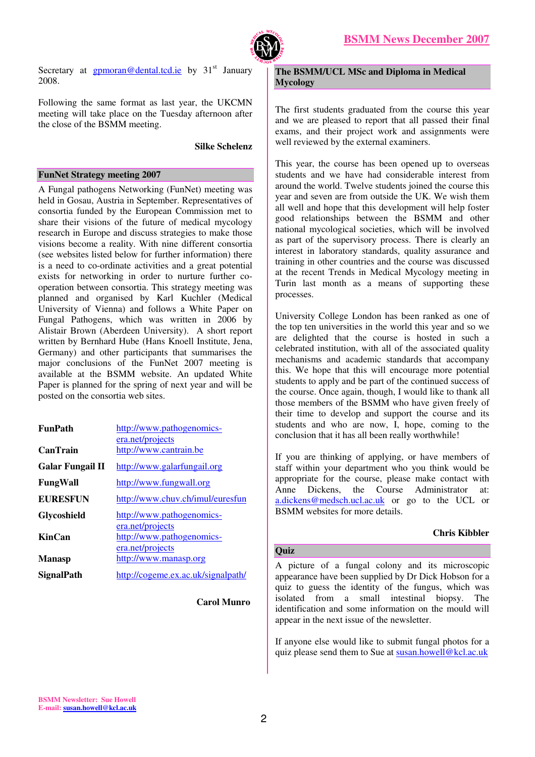Secretary at gpmoran@dental.tcd.ie by 31st January 2008.

Following the same format as last year, the UKCMN meeting will take place on the Tuesday afternoon after the close of the BSMM meeting.

**Silke Schelenz**

## FunNet Strategy meeting 2007

A Fungal pathogens Networking (FunNet) meeting was held in Gosau, Austria in September. Representatives of consortia funded by the European Commission met to share their visions of the future of medical mycology research in Europe and discuss strategies to make those visions become a reality. With nine different consortia (see websites listed below for further information) there is a need to co-ordinate activities and a great potential exists for networking in order to nurture further co-operation between consortia. This strategy meeting was planned and organised by Karl Kuchler (Medical University of Vienna) and follows a White Paper on Fungal Pathogens, which was written in 2006 by Alistair Brown (Aberdeen University). A short report written by Bernhard Hube (Hans Knoell Institute, Jena, Germany) and other participants that summarises the major conclusions of the FunNet 2007 meeting is available at the BSMM website. An updated White Paper is planned for the spring of next year and will be posted on the consortia web sites.

| | |
|---|---|
| **FunPath** | http://www.pathogenomics-era.net/projects |
| **CanTrain** | http://www.cantrain.be |
| **Galar Fungail II** | http://www.galarfungail.org |
| **FungWall** | http://www.fungwall.org |
| **EURESFUN** | http://www.chuv.ch/imul/euresfun |
| **Glycoshield** | http://www.pathogenomics-era.net/projects |
| **KinCan** | http://www.pathogenomics-era.net/projects |
| **Manasp** | http://www.manasp.org |
| **SignalPath** | http://cogeme.ex.ac.uk/signalpath/ |

**Carol Munro**

## The BSMM/UCL MSc and Diploma in Medical Mycology

The first students graduated from the course this year and we are pleased to report that all passed their final exams, and their project work and assignments were well reviewed by the external examiners.

This year, the course has been opened up to overseas students and we have had considerable interest from around the world. Twelve students joined the course this year and seven are from outside the UK. We wish them all well and hope that this development will help foster good relationships between the BSMM and other national mycological societies, which will be involved as part of the supervisory process. There is clearly an interest in laboratory standards, quality assurance and training in other countries and the course was discussed at the recent Trends in Medical Mycology meeting in Turin last month as a means of supporting these processes.

University College London has been ranked as one of the top ten universities in the world this year and so we are delighted that the course is hosted in such a celebrated institution, with all of the associated quality mechanisms and academic standards that accompany this. We hope that this will encourage more potential students to apply and be part of the continued success of the course. Once again, though, I would like to thank all those members of the BSMM who have given freely of their time to develop and support the course and its students and who are now, I, hope, coming to the conclusion that it has all been really worthwhile!

If you are thinking of applying, or have members of staff within your department who you think would be appropriate for the course, please make contact with Anne Dickens, the Course Administrator at: a.dickens@medsch.ucl.ac.uk or go to the UCL or BSMM websites for more details.

**Chris Kibbler**

## Quiz

A picture of a fungal colony and its microscopic appearance have been supplied by Dr Dick Hobson for a quiz to guess the identity of the fungus, which was isolated from a small intestinal biopsy. The identification and some information on the mould will appear in the next issue of the newsletter.

If anyone else would like to submit fungal photos for a quiz please send them to Sue at susan.howell@kcl.ac.uk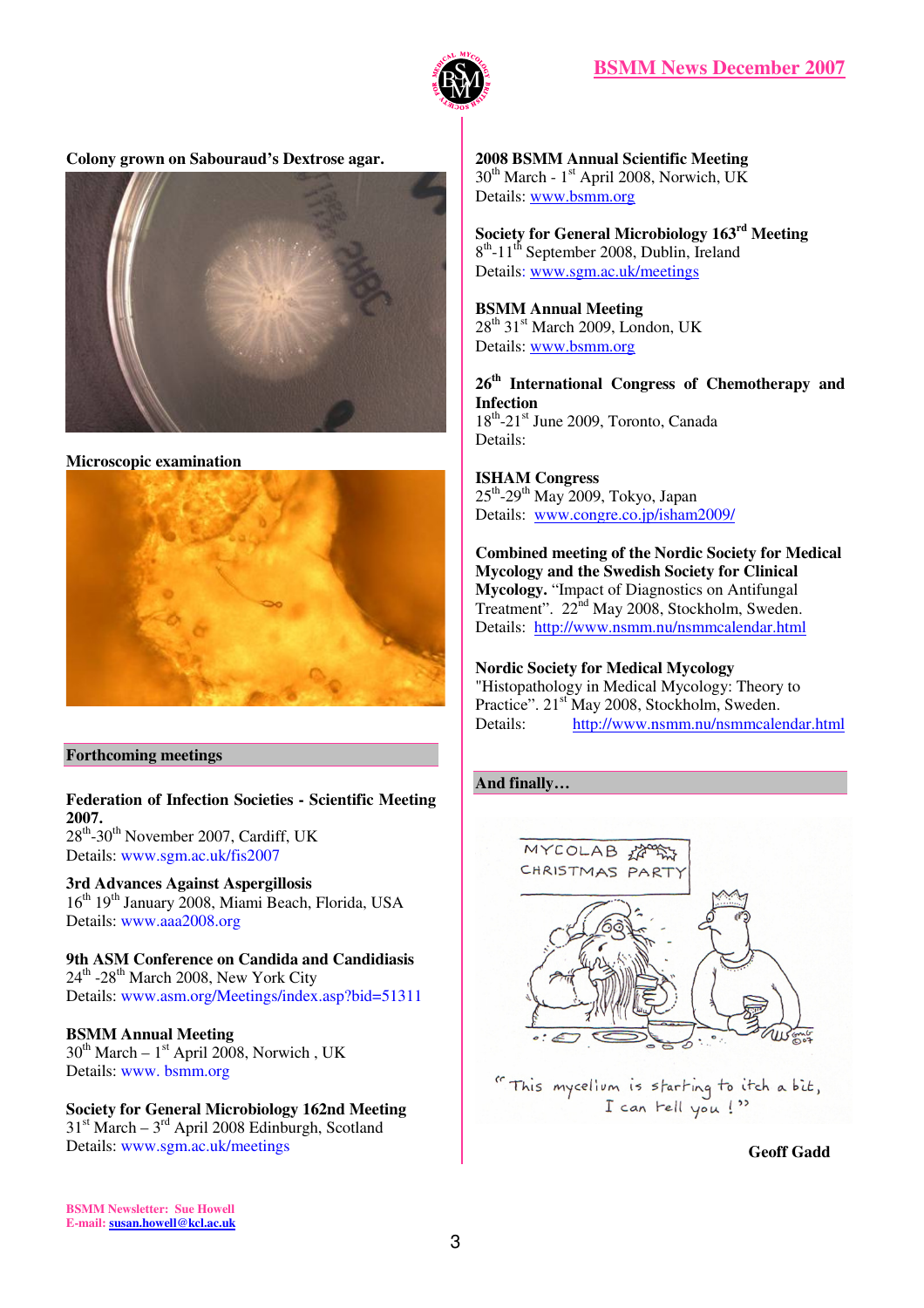**Colony grown on Sabouraud's Dextrose agar.**

**Microscopic examination**

## Forthcoming meetings

**Federation of Infection Societies - Scientific Meeting 2007.**
28th-30th November 2007, Cardiff, UK
Details: www.sgm.ac.uk/fis2007

**3rd Advances Against Aspergillosis**
16th 19th January 2008, Miami Beach, Florida, USA
Details: www.aaa2008.org

**9th ASM Conference on Candida and Candidiasis**
24th -28th March 2008, New York City
Details: www.asm.org/Meetings/index.asp?bid=51311

**BSMM Annual Meeting**
30th March – 1st April 2008, Norwich , UK
Details: www. bsmm.org

**Society for General Microbiology 162nd Meeting**
31st March – 3rd April 2008 Edinburgh, Scotland
Details: www.sgm.ac.uk/meetings

**2008 BSMM Annual Scientific Meeting**
30th March - 1st April 2008, Norwich, UK
Details: www.bsmm.org

**Society for General Microbiology 163rd Meeting**
8th-11th September 2008, Dublin, Ireland
Details: www.sgm.ac.uk/meetings

**BSMM Annual Meeting**
28th 31st March 2009, London, UK
Details: www.bsmm.org

**26th International Congress of Chemotherapy and Infection**
18th-21st June 2009, Toronto, Canada
Details:

**ISHAM Congress**
25th-29th May 2009, Tokyo, Japan
Details: www.congre.co.jp/isham2009/

**Combined meeting of the Nordic Society for Medical Mycology and the Swedish Society for Clinical Mycology.** "Impact of Diagnostics on Antifungal Treatment". 22nd May 2008, Stockholm, Sweden.
Details: http://www.nsmm.nu/nsmmcalendar.html

**Nordic Society for Medical Mycology**
"Histopathology in Medical Mycology: Theory to Practice". 21st May 2008, Stockholm, Sweden.
Details: http://www.nsmm.nu/nsmmcalendar.html

## And finally…

"This mycelium is starting to itch a bit, I can tell you!"

**Geoff Gadd**

**BSMM Newsletter: Sue Howell**
**E-mail: susan.howell@kcl.ac.uk**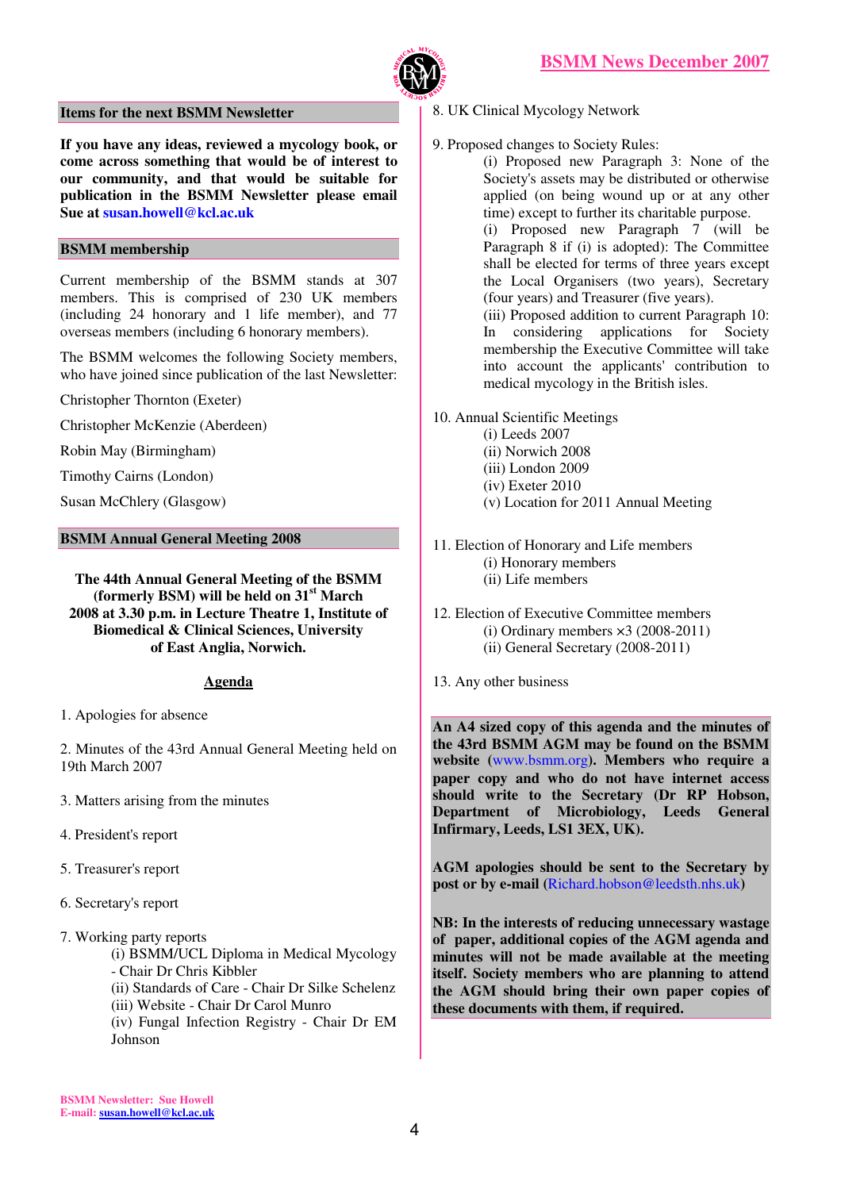## Items for the next BSMM Newsletter

**If you have any ideas, reviewed a mycology book, or come across something that would be of interest to our community, and that would be suitable for publication in the BSMM Newsletter please email Sue at susan.howell@kcl.ac.uk**

## BSMM membership

Current membership of the BSMM stands at 307 members. This is comprised of 230 UK members (including 24 honorary and 1 life member), and 77 overseas members (including 6 honorary members).

The BSMM welcomes the following Society members, who have joined since publication of the last Newsletter:

Christopher Thornton (Exeter)

Christopher McKenzie (Aberdeen)

Robin May (Birmingham)

Timothy Cairns (London)

Susan McChlery (Glasgow)

## BSMM Annual General Meeting 2008

**The 44th Annual General Meeting of the BSMM (formerly BSM) will be held on 31st March 2008 at 3.30 p.m. in Lecture Theatre 1, Institute of Biomedical & Clinical Sciences, University of East Anglia, Norwich.**

### Agenda

1. Apologies for absence

2. Minutes of the 43rd Annual General Meeting held on 19th March 2007

3. Matters arising from the minutes

4. President's report

5. Treasurer's report

6. Secretary's report

7. Working party reports
   - (i) BSMM/UCL Diploma in Medical Mycology - Chair Dr Chris Kibbler
   - (ii) Standards of Care - Chair Dr Silke Schelenz
   - (iii) Website - Chair Dr Carol Munro
   - (iv) Fungal Infection Registry - Chair Dr EM Johnson

8. UK Clinical Mycology Network

9. Proposed changes to Society Rules:
   - (i) Proposed new Paragraph 3: None of the Society's assets may be distributed or otherwise applied (on being wound up or at any other time) except to further its charitable purpose.
   - (i) Proposed new Paragraph 7 (will be Paragraph 8 if (i) is adopted): The Committee shall be elected for terms of three years except the Local Organisers (two years), Secretary (four years) and Treasurer (five years).
   - (iii) Proposed addition to current Paragraph 10: In considering applications for Society membership the Executive Committee will take into account the applicants' contribution to medical mycology in the British isles.

10. Annual Scientific Meetings
    - (i) Leeds 2007
    - (ii) Norwich 2008
    - (iii) London 2009
    - (iv) Exeter 2010
    - (v) Location for 2011 Annual Meeting

11. Election of Honorary and Life members
    - (i) Honorary members
    - (ii) Life members

12. Election of Executive Committee members
    - (i) Ordinary members ×3 (2008-2011)
    - (ii) General Secretary (2008-2011)

13. Any other business

**An A4 sized copy of this agenda and the minutes of the 43rd BSMM AGM may be found on the BSMM website (www.bsmm.org). Members who require a paper copy and who do not have internet access should write to the Secretary (Dr RP Hobson, Department of Microbiology, Leeds General Infirmary, Leeds, LS1 3EX, UK).**

**AGM apologies should be sent to the Secretary by post or by e-mail (Richard.hobson@leedsth.nhs.uk)**

**NB: In the interests of reducing unnecessary wastage of paper, additional copies of the AGM agenda and minutes will not be made available at the meeting itself. Society members who are planning to attend the AGM should bring their own paper copies of these documents with them, if required.**